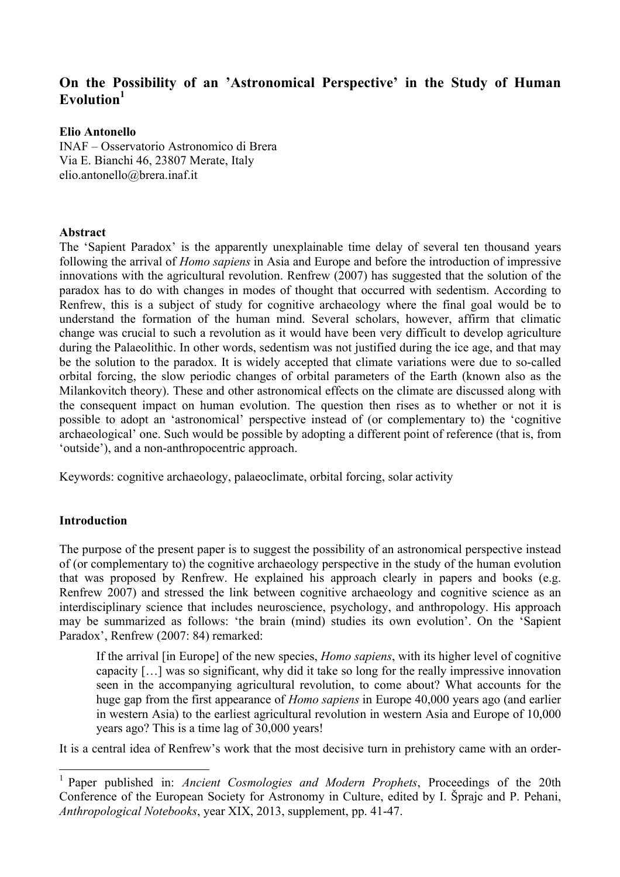# On the Possibility of an 'Astronomical Perspective' in the Study of Human Evolution[1]

**Elio Antonello**
INAF – Osservatorio Astronomico di Brera
Via E. Bianchi 46, 23807 Merate, Italy
elio.antonello@brera.inaf.it

**Abstract**

The 'Sapient Paradox' is the apparently unexplainable time delay of several ten thousand years following the arrival of *Homo sapiens* in Asia and Europe and before the introduction of impressive innovations with the agricultural revolution. Renfrew (2007) has suggested that the solution of the paradox has to do with changes in modes of thought that occurred with sedentism. According to Renfrew, this is a subject of study for cognitive archaeology where the final goal would be to understand the formation of the human mind. Several scholars, however, affirm that climatic change was crucial to such a revolution as it would have been very difficult to develop agriculture during the Palaeolithic. In other words, sedentism was not justified during the ice age, and that may be the solution to the paradox. It is widely accepted that climate variations were due to so-called orbital forcing, the slow periodic changes of orbital parameters of the Earth (known also as the Milankovitch theory). These and other astronomical effects on the climate are discussed along with the consequent impact on human evolution. The question then rises as to whether or not it is possible to adopt an 'astronomical' perspective instead of (or complementary to) the 'cognitive archaeological' one. Such would be possible by adopting a different point of reference (that is, from 'outside'), and a non-anthropocentric approach.

Keywords: cognitive archaeology, palaeoclimate, orbital forcing, solar activity

## Introduction

The purpose of the present paper is to suggest the possibility of an astronomical perspective instead of (or complementary to) the cognitive archaeology perspective in the study of the human evolution that was proposed by Renfrew. He explained his approach clearly in papers and books (e.g. Renfrew 2007) and stressed the link between cognitive archaeology and cognitive science as an interdisciplinary science that includes neuroscience, psychology, and anthropology. His approach may be summarized as follows: 'the brain (mind) studies its own evolution'. On the 'Sapient Paradox', Renfrew (2007: 84) remarked:

> If the arrival [in Europe] of the new species, *Homo sapiens*, with its higher level of cognitive capacity […] was so significant, why did it take so long for the really impressive innovation seen in the accompanying agricultural revolution, to come about? What accounts for the huge gap from the first appearance of *Homo sapiens* in Europe 40,000 years ago (and earlier in western Asia) to the earliest agricultural revolution in western Asia and Europe of 10,000 years ago? This is a time lag of 30,000 years!

It is a central idea of Renfrew's work that the most decisive turn in prehistory came with an order-

---

[1] Paper published in: *Ancient Cosmologies and Modern Prophets*, Proceedings of the 20th Conference of the European Society for Astronomy in Culture, edited by I. Šprajc and P. Pehani, *Anthropological Notebooks*, year XIX, 2013, supplement, pp. 41-47.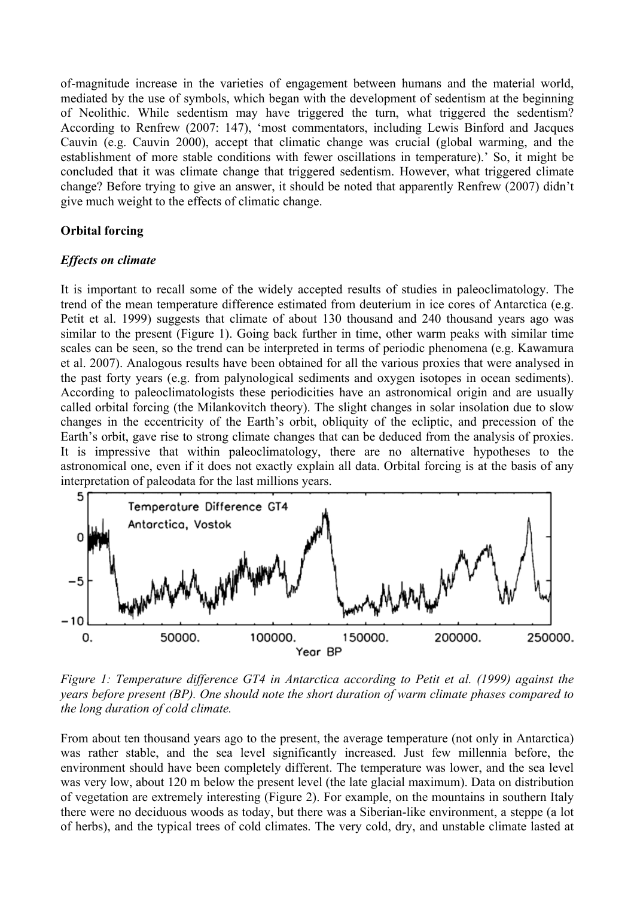of-magnitude increase in the varieties of engagement between humans and the material world, mediated by the use of symbols, which began with the development of sedentism at the beginning of Neolithic. While sedentism may have triggered the turn, what triggered the sedentism? According to Renfrew (2007: 147), 'most commentators, including Lewis Binford and Jacques Cauvin (e.g. Cauvin 2000), accept that climatic change was crucial (global warming, and the establishment of more stable conditions with fewer oscillations in temperature).' So, it might be concluded that it was climate change that triggered sedentism. However, what triggered climate change? Before trying to give an answer, it should be noted that apparently Renfrew (2007) didn't give much weight to the effects of climatic change.

## Orbital forcing

### *Effects on climate*

It is important to recall some of the widely accepted results of studies in paleoclimatology. The trend of the mean temperature difference estimated from deuterium in ice cores of Antarctica (e.g. Petit et al. 1999) suggests that climate of about 130 thousand and 240 thousand years ago was similar to the present (Figure 1). Going back further in time, other warm peaks with similar time scales can be seen, so the trend can be interpreted in terms of periodic phenomena (e.g. Kawamura et al. 2007). Analogous results have been obtained for all the various proxies that were analysed in the past forty years (e.g. from palynological sediments and oxygen isotopes in ocean sediments). According to paleoclimatologists these periodicities have an astronomical origin and are usually called orbital forcing (the Milankovitch theory). The slight changes in solar insolation due to slow changes in the eccentricity of the Earth's orbit, obliquity of the ecliptic, and precession of the Earth's orbit, gave rise to strong climate changes that can be deduced from the analysis of proxies. It is impressive that within paleoclimatology, there are no alternative hypotheses to the astronomical one, even if it does not exactly explain all data. Orbital forcing is at the basis of any interpretation of paleodata for the last millions years.

*Figure 1: Temperature difference GT4 in Antarctica according to Petit et al. (1999) against the years before present (BP). One should note the short duration of warm climate phases compared to the long duration of cold climate.*

From about ten thousand years ago to the present, the average temperature (not only in Antarctica) was rather stable, and the sea level significantly increased. Just few millennia before, the environment should have been completely different. The temperature was lower, and the sea level was very low, about 120 m below the present level (the late glacial maximum). Data on distribution of vegetation are extremely interesting (Figure 2). For example, on the mountains in southern Italy there were no deciduous woods as today, but there was a Siberian-like environment, a steppe (a lot of herbs), and the typical trees of cold climates. The very cold, dry, and unstable climate lasted at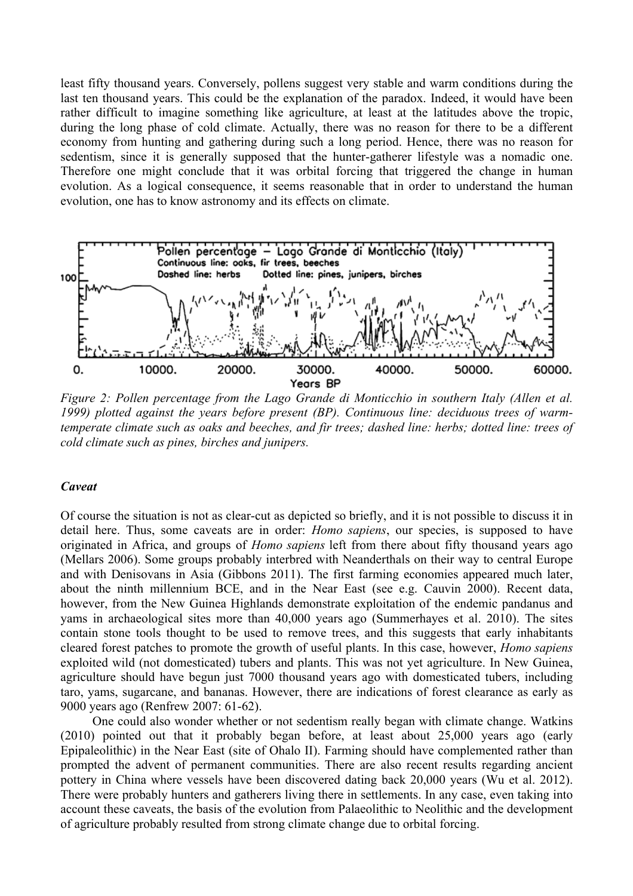least fifty thousand years. Conversely, pollens suggest very stable and warm conditions during the last ten thousand years. This could be the explanation of the paradox. Indeed, it would have been rather difficult to imagine something like agriculture, at least at the latitudes above the tropic, during the long phase of cold climate. Actually, there was no reason for there to be a different economy from hunting and gathering during such a long period. Hence, there was no reason for sedentism, since it is generally supposed that the hunter-gatherer lifestyle was a nomadic one. Therefore one might conclude that it was orbital forcing that triggered the change in human evolution. As a logical consequence, it seems reasonable that in order to understand the human evolution, one has to know astronomy and its effects on climate.

*Figure 2: Pollen percentage from the Lago Grande di Monticchio in southern Italy (Allen et al. 1999) plotted against the years before present (BP). Continuous line: deciduous trees of warm-temperate climate such as oaks and beeches, and fir trees; dashed line: herbs; dotted line: trees of cold climate such as pines, birches and junipers.*

### *Caveat*

Of course the situation is not as clear-cut as depicted so briefly, and it is not possible to discuss it in detail here. Thus, some caveats are in order: *Homo sapiens*, our species, is supposed to have originated in Africa, and groups of *Homo sapiens* left from there about fifty thousand years ago (Mellars 2006). Some groups probably interbred with Neanderthals on their way to central Europe and with Denisovans in Asia (Gibbons 2011). The first farming economies appeared much later, about the ninth millennium BCE, and in the Near East (see e.g. Cauvin 2000). Recent data, however, from the New Guinea Highlands demonstrate exploitation of the endemic pandanus and yams in archaeological sites more than 40,000 years ago (Summerhayes et al. 2010). The sites contain stone tools thought to be used to remove trees, and this suggests that early inhabitants cleared forest patches to promote the growth of useful plants. In this case, however, *Homo sapiens* exploited wild (not domesticated) tubers and plants. This was not yet agriculture. In New Guinea, agriculture should have begun just 7000 thousand years ago with domesticated tubers, including taro, yams, sugarcane, and bananas. However, there are indications of forest clearance as early as 9000 years ago (Renfrew 2007: 61-62).

One could also wonder whether or not sedentism really began with climate change. Watkins (2010) pointed out that it probably began before, at least about 25,000 years ago (early Epipaleolithic) in the Near East (site of Ohalo II). Farming should have complemented rather than prompted the advent of permanent communities. There are also recent results regarding ancient pottery in China where vessels have been discovered dating back 20,000 years (Wu et al. 2012). There were probably hunters and gatherers living there in settlements. In any case, even taking into account these caveats, the basis of the evolution from Palaeolithic to Neolithic and the development of agriculture probably resulted from strong climate change due to orbital forcing.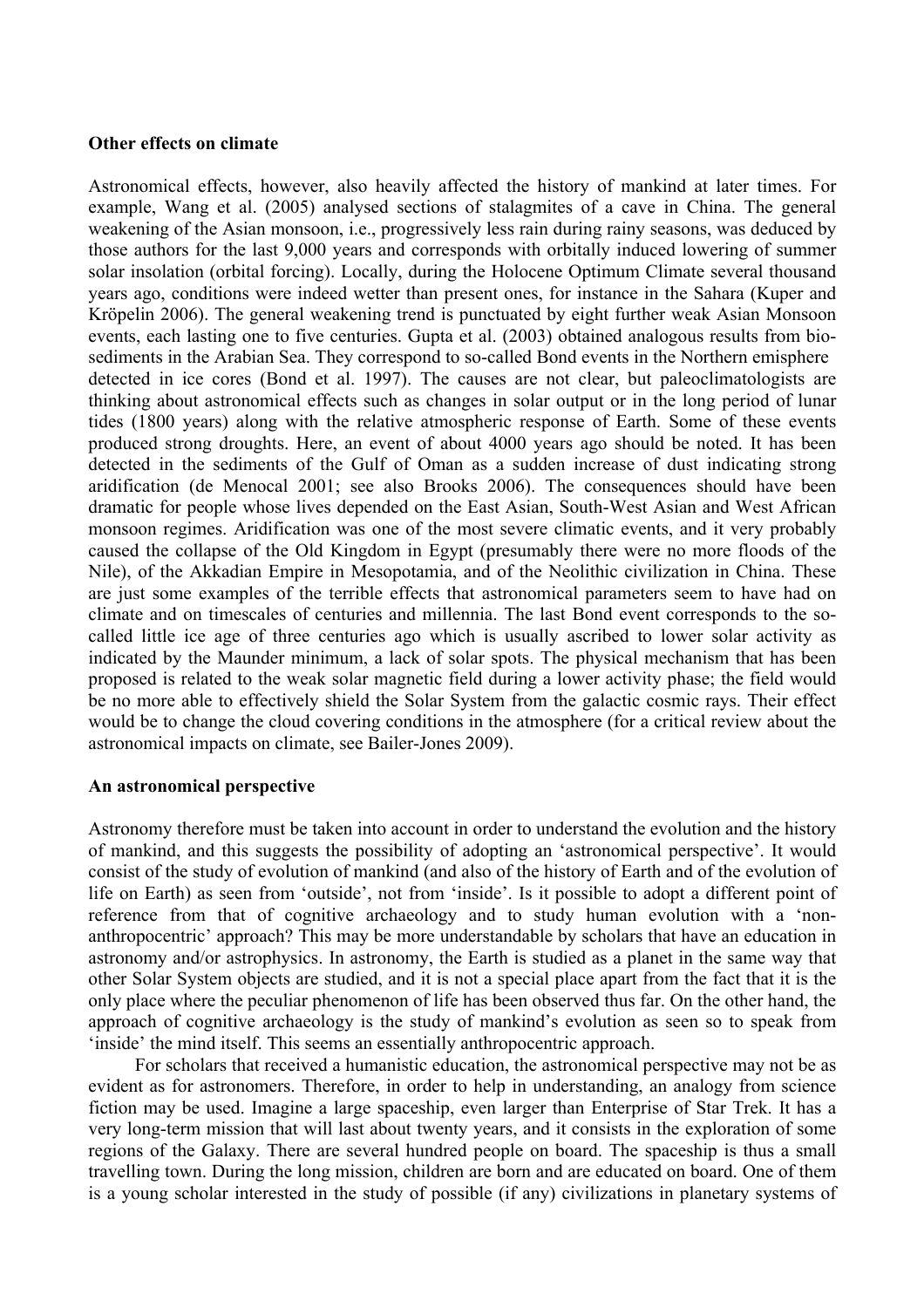**Other effects on climate**

Astronomical effects, however, also heavily affected the history of mankind at later times. For example, Wang et al. (2005) analysed sections of stalagmites of a cave in China. The general weakening of the Asian monsoon, i.e., progressively less rain during rainy seasons, was deduced by those authors for the last 9,000 years and corresponds with orbitally induced lowering of summer solar insolation (orbital forcing). Locally, during the Holocene Optimum Climate several thousand years ago, conditions were indeed wetter than present ones, for instance in the Sahara (Kuper and Kröpelin 2006). The general weakening trend is punctuated by eight further weak Asian Monsoon events, each lasting one to five centuries. Gupta et al. (2003) obtained analogous results from bio-sediments in the Arabian Sea. They correspond to so-called Bond events in the Northern emisphere detected in ice cores (Bond et al. 1997). The causes are not clear, but paleoclimatologists are thinking about astronomical effects such as changes in solar output or in the long period of lunar tides (1800 years) along with the relative atmospheric response of Earth. Some of these events produced strong droughts. Here, an event of about 4000 years ago should be noted. It has been detected in the sediments of the Gulf of Oman as a sudden increase of dust indicating strong aridification (de Menocal 2001; see also Brooks 2006). The consequences should have been dramatic for people whose lives depended on the East Asian, South-West Asian and West African monsoon regimes. Aridification was one of the most severe climatic events, and it very probably caused the collapse of the Old Kingdom in Egypt (presumably there were no more floods of the Nile), of the Akkadian Empire in Mesopotamia, and of the Neolithic civilization in China. These are just some examples of the terrible effects that astronomical parameters seem to have had on climate and on timescales of centuries and millennia. The last Bond event corresponds to the so-called little ice age of three centuries ago which is usually ascribed to lower solar activity as indicated by the Maunder minimum, a lack of solar spots. The physical mechanism that has been proposed is related to the weak solar magnetic field during a lower activity phase; the field would be no more able to effectively shield the Solar System from the galactic cosmic rays. Their effect would be to change the cloud covering conditions in the atmosphere (for a critical review about the astronomical impacts on climate, see Bailer-Jones 2009).

**An astronomical perspective**

Astronomy therefore must be taken into account in order to understand the evolution and the history of mankind, and this suggests the possibility of adopting an 'astronomical perspective'. It would consist of the study of evolution of mankind (and also of the history of Earth and of the evolution of life on Earth) as seen from 'outside', not from 'inside'. Is it possible to adopt a different point of reference from that of cognitive archaeology and to study human evolution with a 'non-anthropocentric' approach? This may be more understandable by scholars that have an education in astronomy and/or astrophysics. In astronomy, the Earth is studied as a planet in the same way that other Solar System objects are studied, and it is not a special place apart from the fact that it is the only place where the peculiar phenomenon of life has been observed thus far. On the other hand, the approach of cognitive archaeology is the study of mankind's evolution as seen so to speak from 'inside' the mind itself. This seems an essentially anthropocentric approach.

For scholars that received a humanistic education, the astronomical perspective may not be as evident as for astronomers. Therefore, in order to help in understanding, an analogy from science fiction may be used. Imagine a large spaceship, even larger than Enterprise of Star Trek. It has a very long-term mission that will last about twenty years, and it consists in the exploration of some regions of the Galaxy. There are several hundred people on board. The spaceship is thus a small travelling town. During the long mission, children are born and are educated on board. One of them is a young scholar interested in the study of possible (if any) civilizations in planetary systems of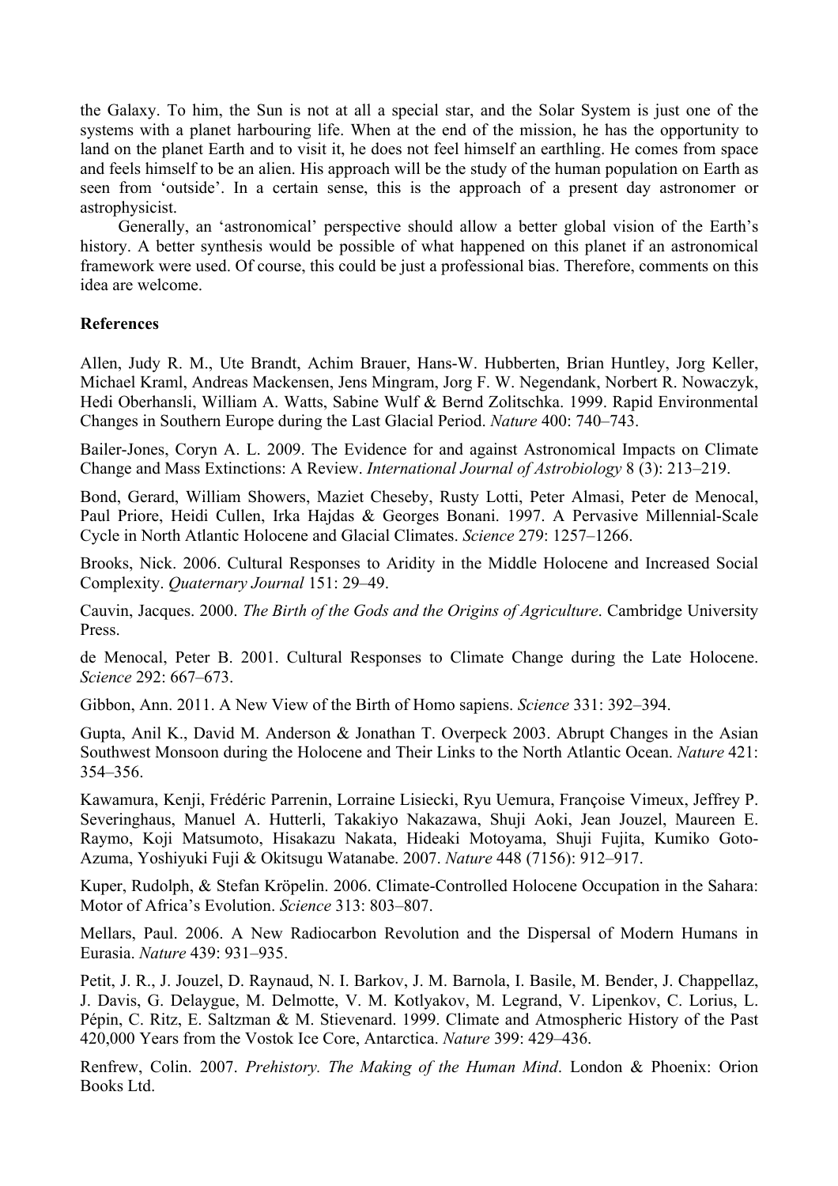the Galaxy. To him, the Sun is not at all a special star, and the Solar System is just one of the systems with a planet harbouring life. When at the end of the mission, he has the opportunity to land on the planet Earth and to visit it, he does not feel himself an earthling. He comes from space and feels himself to be an alien. His approach will be the study of the human population on Earth as seen from 'outside'. In a certain sense, this is the approach of a present day astronomer or astrophysicist.

Generally, an 'astronomical' perspective should allow a better global vision of the Earth's history. A better synthesis would be possible of what happened on this planet if an astronomical framework were used. Of course, this could be just a professional bias. Therefore, comments on this idea are welcome.

**References**

Allen, Judy R. M., Ute Brandt, Achim Brauer, Hans-W. Hubberten, Brian Huntley, Jorg Keller, Michael Kraml, Andreas Mackensen, Jens Mingram, Jorg F. W. Negendank, Norbert R. Nowaczyk, Hedi Oberhansli, William A. Watts, Sabine Wulf & Bernd Zolitschka. 1999. Rapid Environmental Changes in Southern Europe during the Last Glacial Period. *Nature* 400: 740–743.

Bailer-Jones, Coryn A. L. 2009. The Evidence for and against Astronomical Impacts on Climate Change and Mass Extinctions: A Review. *International Journal of Astrobiology* 8 (3): 213–219.

Bond, Gerard, William Showers, Maziet Cheseby, Rusty Lotti, Peter Almasi, Peter de Menocal, Paul Priore, Heidi Cullen, Irka Hajdas & Georges Bonani. 1997. A Pervasive Millennial-Scale Cycle in North Atlantic Holocene and Glacial Climates. *Science* 279: 1257–1266.

Brooks, Nick. 2006. Cultural Responses to Aridity in the Middle Holocene and Increased Social Complexity. *Quaternary Journal* 151: 29–49.

Cauvin, Jacques. 2000. *The Birth of the Gods and the Origins of Agriculture*. Cambridge University Press.

de Menocal, Peter B. 2001. Cultural Responses to Climate Change during the Late Holocene. *Science* 292: 667–673.

Gibbon, Ann. 2011. A New View of the Birth of Homo sapiens. *Science* 331: 392–394.

Gupta, Anil K., David M. Anderson & Jonathan T. Overpeck 2003. Abrupt Changes in the Asian Southwest Monsoon during the Holocene and Their Links to the North Atlantic Ocean. *Nature* 421: 354–356.

Kawamura, Kenji, Frédéric Parrenin, Lorraine Lisiecki, Ryu Uemura, Françoise Vimeux, Jeffrey P. Severinghaus, Manuel A. Hutterli, Takakiyo Nakazawa, Shuji Aoki, Jean Jouzel, Maureen E. Raymo, Koji Matsumoto, Hisakazu Nakata, Hideaki Motoyama, Shuji Fujita, Kumiko Goto-Azuma, Yoshiyuki Fuji & Okitsugu Watanabe. 2007. *Nature* 448 (7156): 912–917.

Kuper, Rudolph, & Stefan Kröpelin. 2006. Climate-Controlled Holocene Occupation in the Sahara: Motor of Africa's Evolution. *Science* 313: 803–807.

Mellars, Paul. 2006. A New Radiocarbon Revolution and the Dispersal of Modern Humans in Eurasia. *Nature* 439: 931–935.

Petit, J. R., J. Jouzel, D. Raynaud, N. I. Barkov, J. M. Barnola, I. Basile, M. Bender, J. Chappellaz, J. Davis, G. Delaygue, M. Delmotte, V. M. Kotlyakov, M. Legrand, V. Lipenkov, C. Lorius, L. Pépin, C. Ritz, E. Saltzman & M. Stievenard. 1999. Climate and Atmospheric History of the Past 420,000 Years from the Vostok Ice Core, Antarctica. *Nature* 399: 429–436.

Renfrew, Colin. 2007. *Prehistory. The Making of the Human Mind*. London & Phoenix: Orion Books Ltd.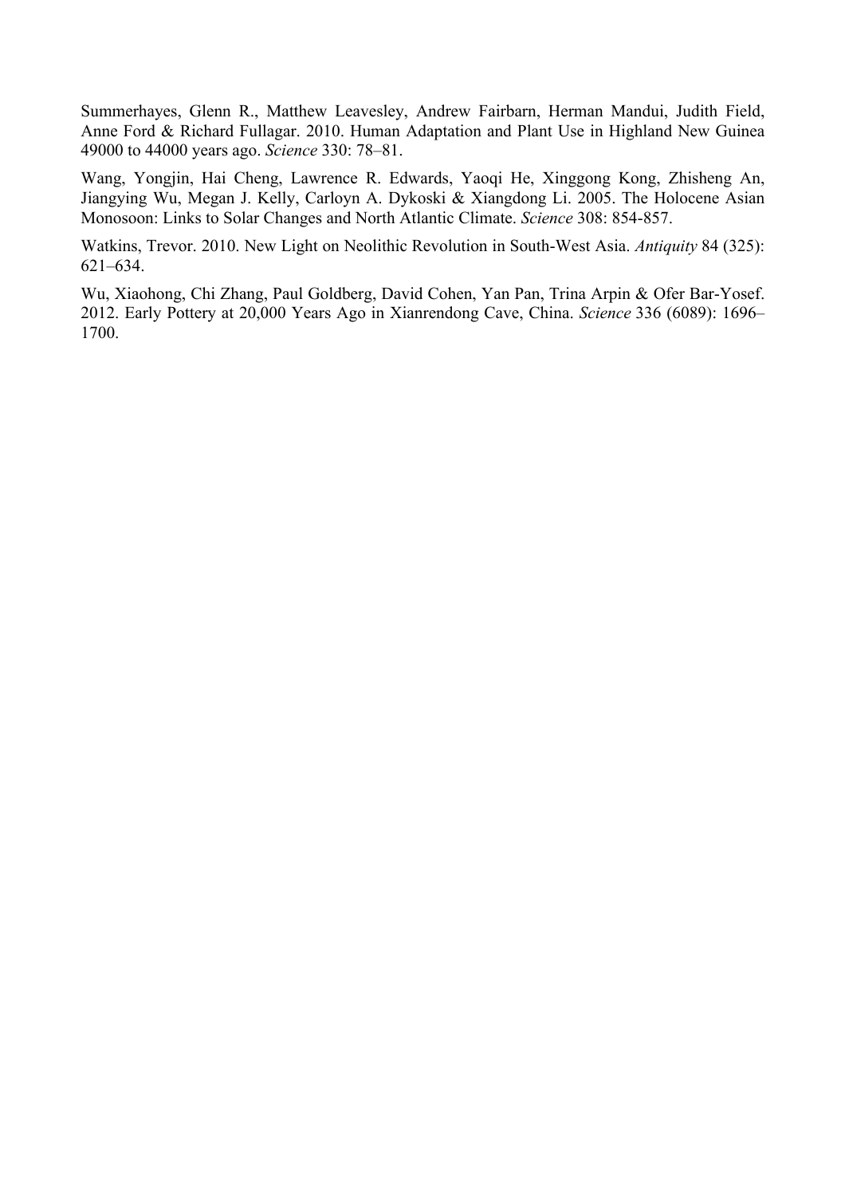Summerhayes, Glenn R., Matthew Leavesley, Andrew Fairbarn, Herman Mandui, Judith Field, Anne Ford & Richard Fullagar. 2010. Human Adaptation and Plant Use in Highland New Guinea 49000 to 44000 years ago. *Science* 330: 78–81.

Wang, Yongjin, Hai Cheng, Lawrence R. Edwards, Yaoqi He, Xinggong Kong, Zhisheng An, Jiangying Wu, Megan J. Kelly, Carloyn A. Dykoski & Xiangdong Li. 2005. The Holocene Asian Monosoon: Links to Solar Changes and North Atlantic Climate. *Science* 308: 854-857.

Watkins, Trevor. 2010. New Light on Neolithic Revolution in South-West Asia. *Antiquity* 84 (325): 621–634.

Wu, Xiaohong, Chi Zhang, Paul Goldberg, David Cohen, Yan Pan, Trina Arpin & Ofer Bar-Yosef. 2012. Early Pottery at 20,000 Years Ago in Xianrendong Cave, China. *Science* 336 (6089): 1696–1700.